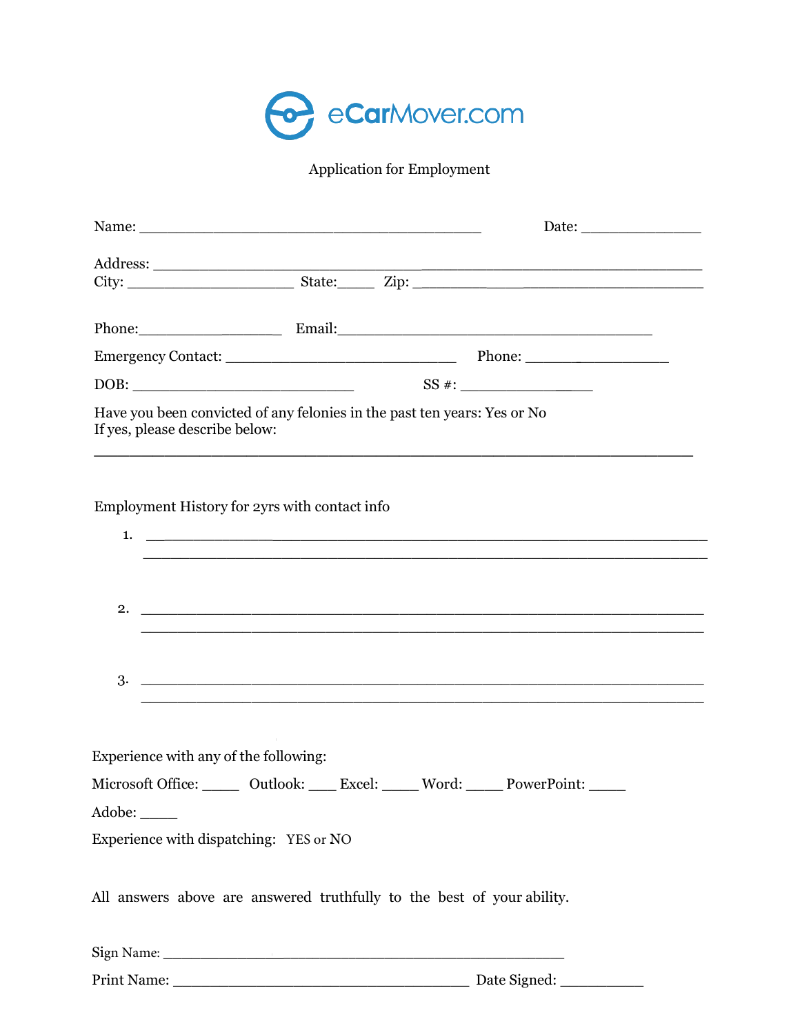eCarMover.com

Application for Employment

Name: ________________________________________ Date: ______________

Address: ____________________________________________________________________
City: ____________________ State:_____ Zip: __________________________________

Phone:_________________ Email:______________________________________

Emergency Contact: ___________________________ Phone: _________________

DOB: _________________________ SS #: _______________

Have you been convicted of any felonies in the past ten years: Yes or No
If yes, please describe below:

________________________________________________________________________

Employment History for 2yrs with contact info

1. ____________________________________________________________________
   ____________________________________________________________________

2. ____________________________________________________________________
   ____________________________________________________________________

3. ____________________________________________________________________
   ____________________________________________________________________

Experience with any of the following:

Microsoft Office: _____ Outlook: ____ Excel: _____ Word: _____ PowerPoint: _____

Adobe: _____

Experience with dispatching: YES or NO

All answers above are answered truthfully to the best of your ability.

Sign Name: ______________________________________________

Print Name: ___________________________________ Date Signed: __________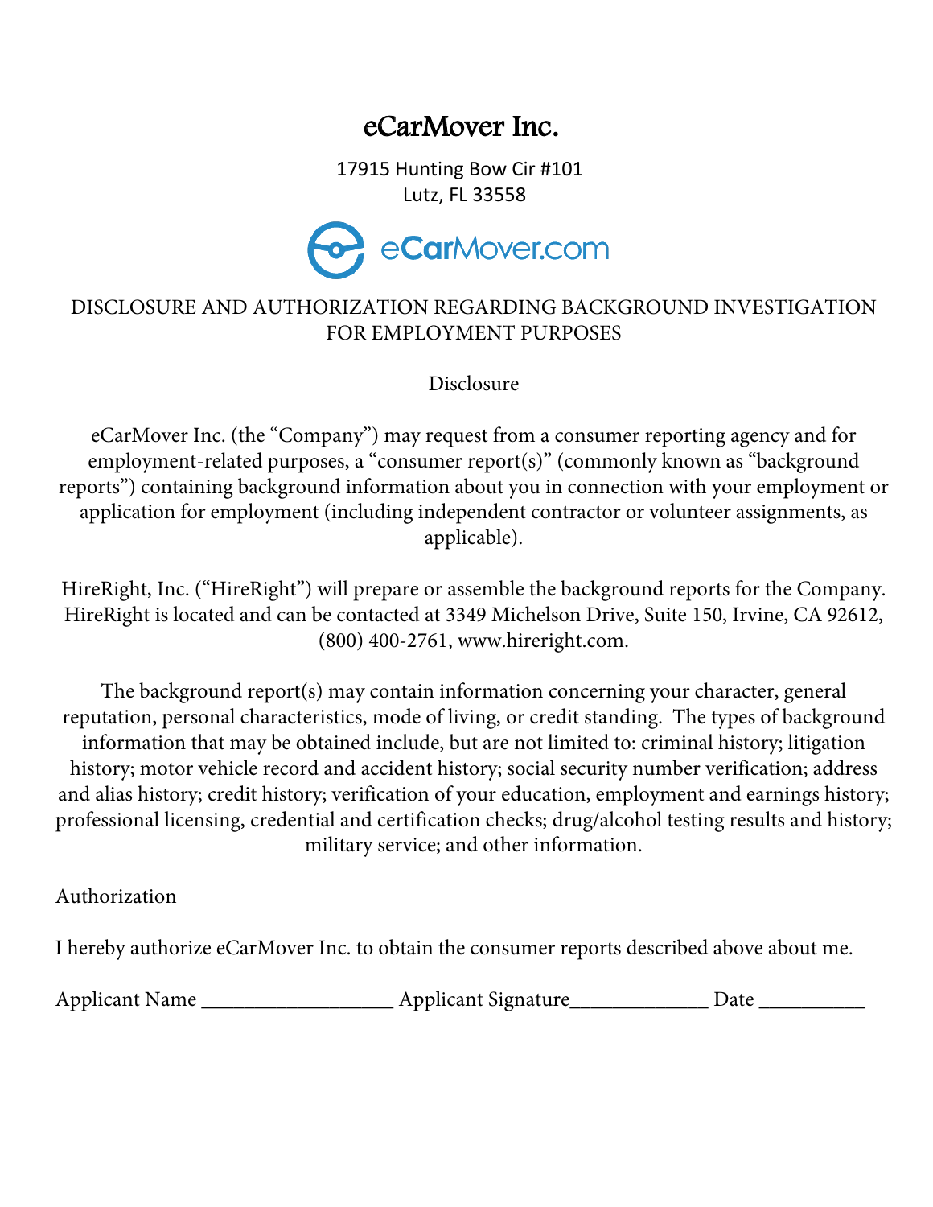# eCarMover Inc.

17915 Hunting Bow Cir #101
Lutz, FL 33558

eCarMover.com

## DISCLOSURE AND AUTHORIZATION REGARDING BACKGROUND INVESTIGATION FOR EMPLOYMENT PURPOSES

### Disclosure

eCarMover Inc. (the "Company") may request from a consumer reporting agency and for employment-related purposes, a "consumer report(s)" (commonly known as "background reports") containing background information about you in connection with your employment or application for employment (including independent contractor or volunteer assignments, as applicable).

HireRight, Inc. ("HireRight") will prepare or assemble the background reports for the Company. HireRight is located and can be contacted at 3349 Michelson Drive, Suite 150, Irvine, CA 92612, (800) 400-2761, www.hireright.com.

The background report(s) may contain information concerning your character, general reputation, personal characteristics, mode of living, or credit standing. The types of background information that may be obtained include, but are not limited to: criminal history; litigation history; motor vehicle record and accident history; social security number verification; address and alias history; credit history; verification of your education, employment and earnings history; professional licensing, credential and certification checks; drug/alcohol testing results and history; military service; and other information.

### Authorization

I hereby authorize eCarMover Inc. to obtain the consumer reports described above about me.

Applicant Name __________________ Applicant Signature_____________ Date __________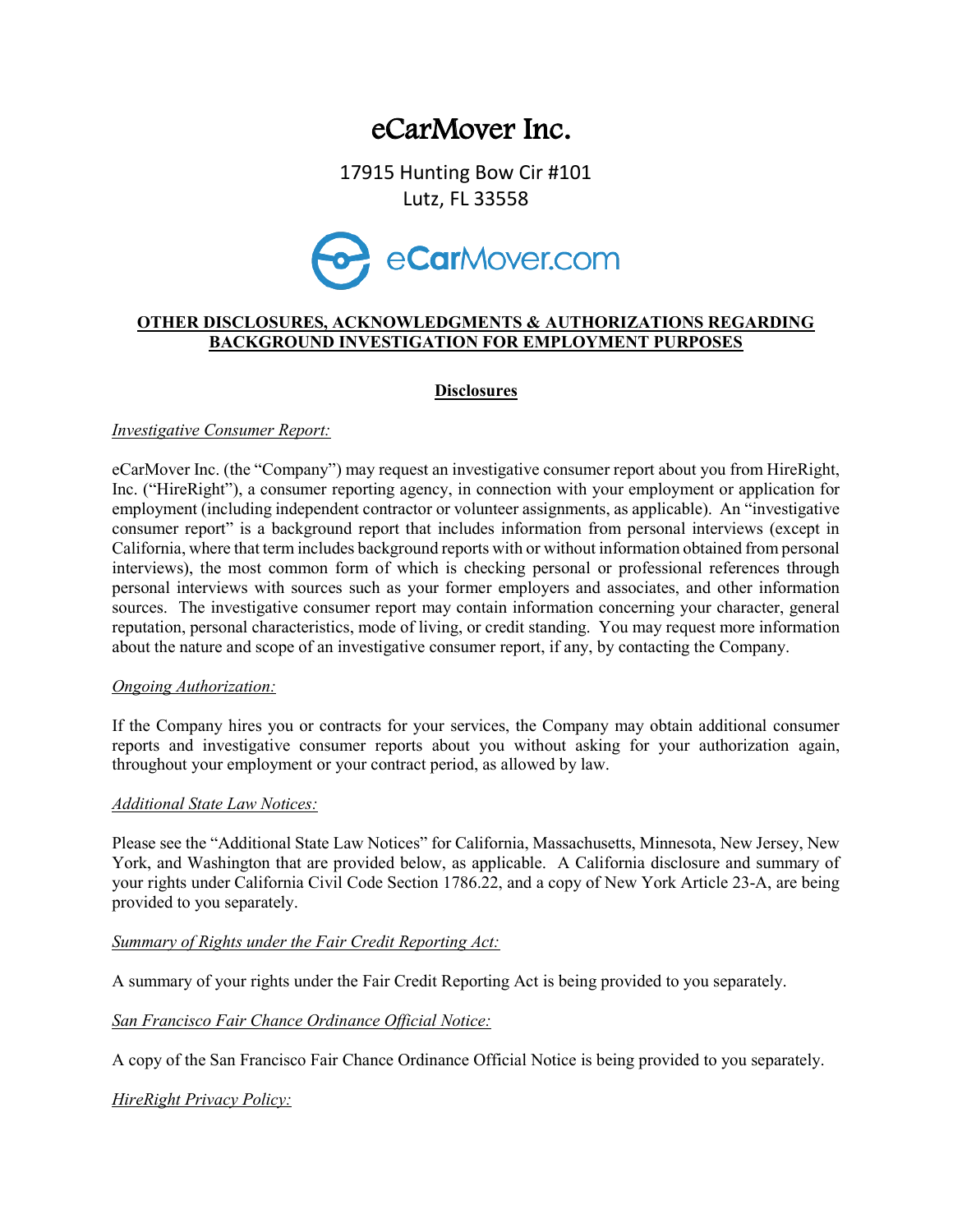# eCarMover Inc.

17915 Hunting Bow Cir #101
Lutz, FL 33558

eCarMover.com

**OTHER DISCLOSURES, ACKNOWLEDGMENTS & AUTHORIZATIONS REGARDING BACKGROUND INVESTIGATION FOR EMPLOYMENT PURPOSES**

## Disclosures

*Investigative Consumer Report:*

eCarMover Inc. (the "Company") may request an investigative consumer report about you from HireRight, Inc. ("HireRight"), a consumer reporting agency, in connection with your employment or application for employment (including independent contractor or volunteer assignments, as applicable). An "investigative consumer report" is a background report that includes information from personal interviews (except in California, where that term includes background reports with or without information obtained from personal interviews), the most common form of which is checking personal or professional references through personal interviews with sources such as your former employers and associates, and other information sources. The investigative consumer report may contain information concerning your character, general reputation, personal characteristics, mode of living, or credit standing. You may request more information about the nature and scope of an investigative consumer report, if any, by contacting the Company.

*Ongoing Authorization:*

If the Company hires you or contracts for your services, the Company may obtain additional consumer reports and investigative consumer reports about you without asking for your authorization again, throughout your employment or your contract period, as allowed by law.

*Additional State Law Notices:*

Please see the "Additional State Law Notices" for California, Massachusetts, Minnesota, New Jersey, New York, and Washington that are provided below, as applicable. A California disclosure and summary of your rights under California Civil Code Section 1786.22, and a copy of New York Article 23-A, are being provided to you separately.

*Summary of Rights under the Fair Credit Reporting Act:*

A summary of your rights under the Fair Credit Reporting Act is being provided to you separately.

*San Francisco Fair Chance Ordinance Official Notice:*

A copy of the San Francisco Fair Chance Ordinance Official Notice is being provided to you separately.

*HireRight Privacy Policy:*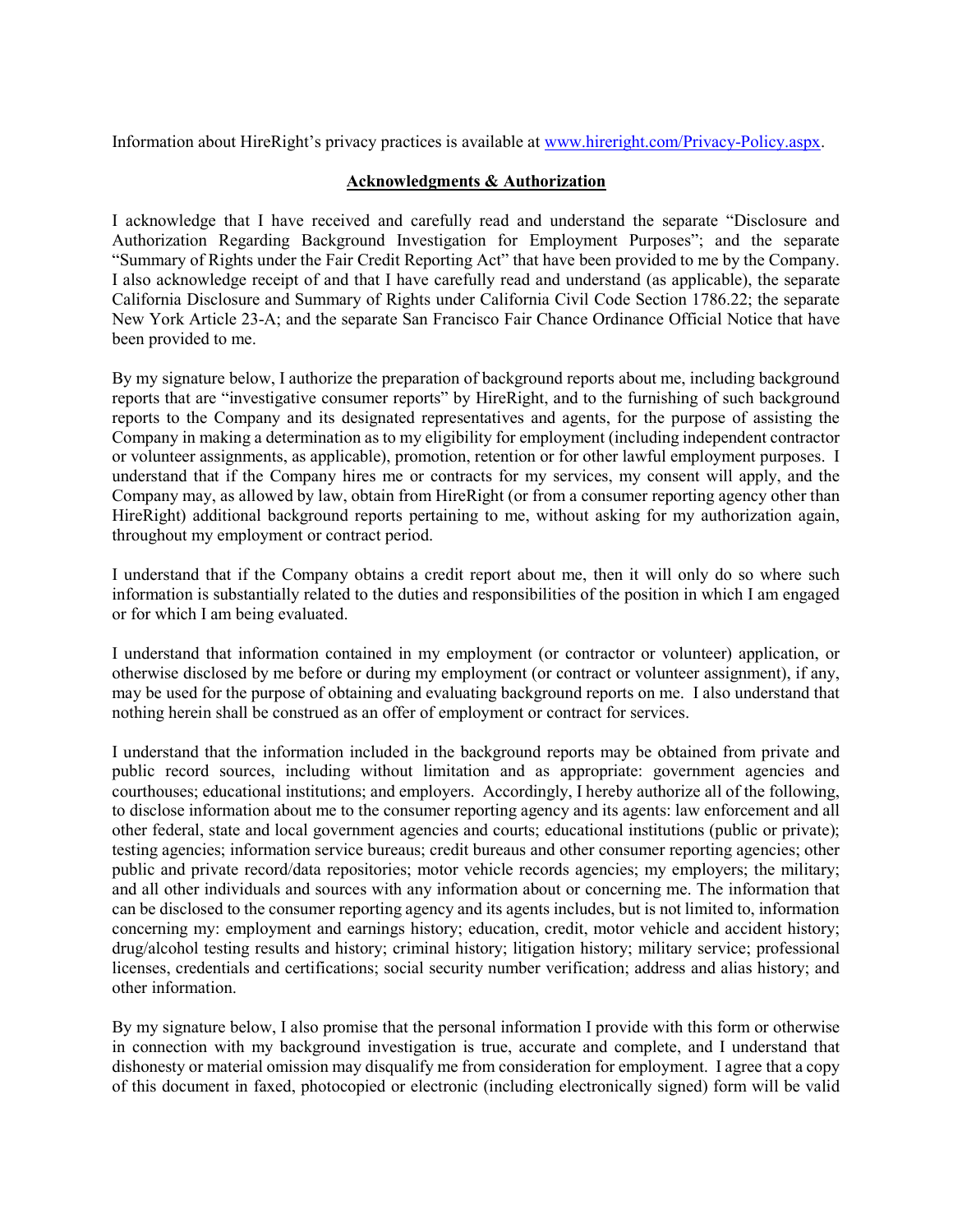Information about HireRight's privacy practices is available at [www.hireright.com/Privacy-Policy.aspx](www.hireright.com/Privacy-Policy.aspx).

## Acknowledgments & Authorization

I acknowledge that I have received and carefully read and understand the separate "Disclosure and Authorization Regarding Background Investigation for Employment Purposes"; and the separate "Summary of Rights under the Fair Credit Reporting Act" that have been provided to me by the Company. I also acknowledge receipt of and that I have carefully read and understand (as applicable), the separate California Disclosure and Summary of Rights under California Civil Code Section 1786.22; the separate New York Article 23-A; and the separate San Francisco Fair Chance Ordinance Official Notice that have been provided to me.

By my signature below, I authorize the preparation of background reports about me, including background reports that are "investigative consumer reports" by HireRight, and to the furnishing of such background reports to the Company and its designated representatives and agents, for the purpose of assisting the Company in making a determination as to my eligibility for employment (including independent contractor or volunteer assignments, as applicable), promotion, retention or for other lawful employment purposes. I understand that if the Company hires me or contracts for my services, my consent will apply, and the Company may, as allowed by law, obtain from HireRight (or from a consumer reporting agency other than HireRight) additional background reports pertaining to me, without asking for my authorization again, throughout my employment or contract period.

I understand that if the Company obtains a credit report about me, then it will only do so where such information is substantially related to the duties and responsibilities of the position in which I am engaged or for which I am being evaluated.

I understand that information contained in my employment (or contractor or volunteer) application, or otherwise disclosed by me before or during my employment (or contract or volunteer assignment), if any, may be used for the purpose of obtaining and evaluating background reports on me. I also understand that nothing herein shall be construed as an offer of employment or contract for services.

I understand that the information included in the background reports may be obtained from private and public record sources, including without limitation and as appropriate: government agencies and courthouses; educational institutions; and employers. Accordingly, I hereby authorize all of the following, to disclose information about me to the consumer reporting agency and its agents: law enforcement and all other federal, state and local government agencies and courts; educational institutions (public or private); testing agencies; information service bureaus; credit bureaus and other consumer reporting agencies; other public and private record/data repositories; motor vehicle records agencies; my employers; the military; and all other individuals and sources with any information about or concerning me. The information that can be disclosed to the consumer reporting agency and its agents includes, but is not limited to, information concerning my: employment and earnings history; education, credit, motor vehicle and accident history; drug/alcohol testing results and history; criminal history; litigation history; military service; professional licenses, credentials and certifications; social security number verification; address and alias history; and other information.

By my signature below, I also promise that the personal information I provide with this form or otherwise in connection with my background investigation is true, accurate and complete, and I understand that dishonesty or material omission may disqualify me from consideration for employment. I agree that a copy of this document in faxed, photocopied or electronic (including electronically signed) form will be valid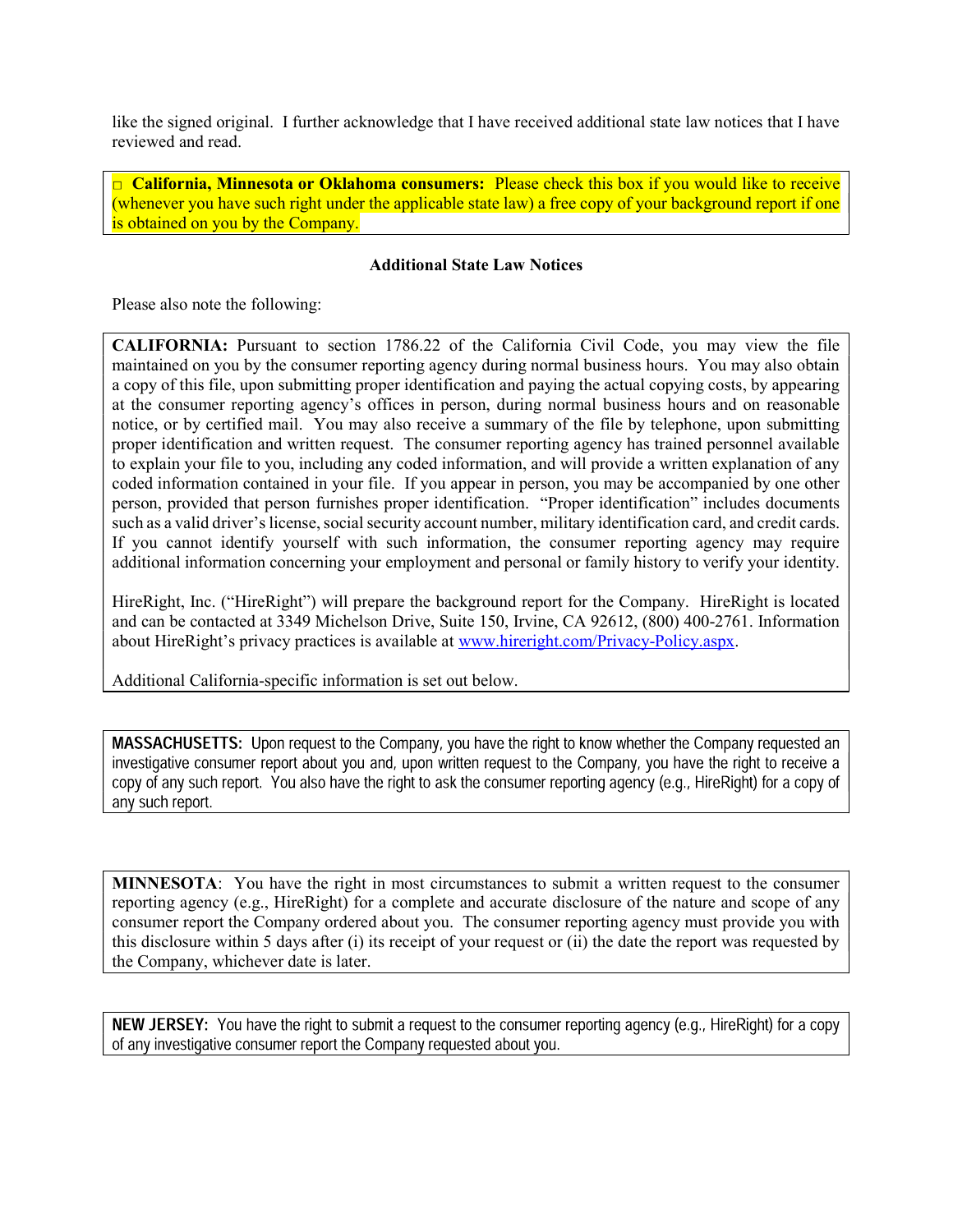like the signed original. I further acknowledge that I have received additional state law notices that I have reviewed and read.

□ **California, Minnesota or Oklahoma consumers:** Please check this box if you would like to receive (whenever you have such right under the applicable state law) a free copy of your background report if one is obtained on you by the Company.

**Additional State Law Notices**

Please also note the following:

**CALIFORNIA:** Pursuant to section 1786.22 of the California Civil Code, you may view the file maintained on you by the consumer reporting agency during normal business hours. You may also obtain a copy of this file, upon submitting proper identification and paying the actual copying costs, by appearing at the consumer reporting agency's offices in person, during normal business hours and on reasonable notice, or by certified mail. You may also receive a summary of the file by telephone, upon submitting proper identification and written request. The consumer reporting agency has trained personnel available to explain your file to you, including any coded information, and will provide a written explanation of any coded information contained in your file. If you appear in person, you may be accompanied by one other person, provided that person furnishes proper identification. "Proper identification" includes documents such as a valid driver's license, social security account number, military identification card, and credit cards. If you cannot identify yourself with such information, the consumer reporting agency may require additional information concerning your employment and personal or family history to verify your identity.

HireRight, Inc. ("HireRight") will prepare the background report for the Company. HireRight is located and can be contacted at 3349 Michelson Drive, Suite 150, Irvine, CA 92612, (800) 400-2761. Information about HireRight's privacy practices is available at www.hireright.com/Privacy-Policy.aspx.

Additional California-specific information is set out below.

**MASSACHUSETTS:** Upon request to the Company, you have the right to know whether the Company requested an investigative consumer report about you and, upon written request to the Company, you have the right to receive a copy of any such report. You also have the right to ask the consumer reporting agency (e.g., HireRight) for a copy of any such report.

**MINNESOTA**: You have the right in most circumstances to submit a written request to the consumer reporting agency (e.g., HireRight) for a complete and accurate disclosure of the nature and scope of any consumer report the Company ordered about you. The consumer reporting agency must provide you with this disclosure within 5 days after (i) its receipt of your request or (ii) the date the report was requested by the Company, whichever date is later.

**NEW JERSEY:** You have the right to submit a request to the consumer reporting agency (e.g., HireRight) for a copy of any investigative consumer report the Company requested about you.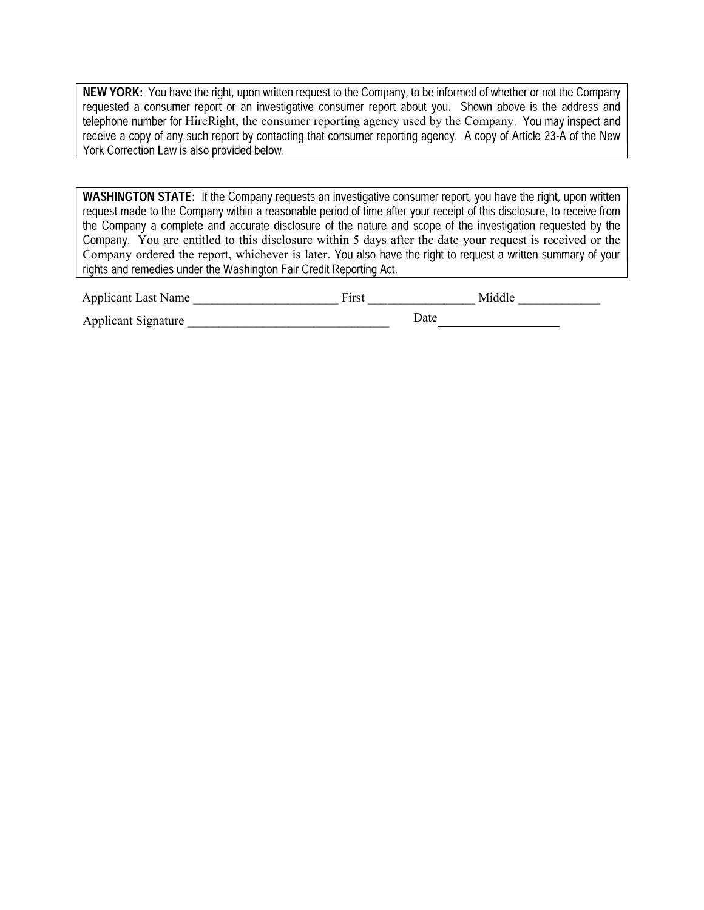**NEW YORK:** You have the right, upon written request to the Company, to be informed of whether or not the Company requested a consumer report or an investigative consumer report about you. Shown above is the address and telephone number for HireRight, the consumer reporting agency used by the Company. You may inspect and receive a copy of any such report by contacting that consumer reporting agency. A copy of Article 23-A of the New York Correction Law is also provided below.

**WASHINGTON STATE:** If the Company requests an investigative consumer report, you have the right, upon written request made to the Company within a reasonable period of time after your receipt of this disclosure, to receive from the Company a complete and accurate disclosure of the nature and scope of the investigation requested by the Company. You are entitled to this disclosure within 5 days after the date your request is received or the Company ordered the report, whichever is later. You also have the right to request a written summary of your rights and remedies under the Washington Fair Credit Reporting Act.

Applicant Last Name _______________________ First _________________ Middle _____________

Applicant Signature ________________________________ Date ___________________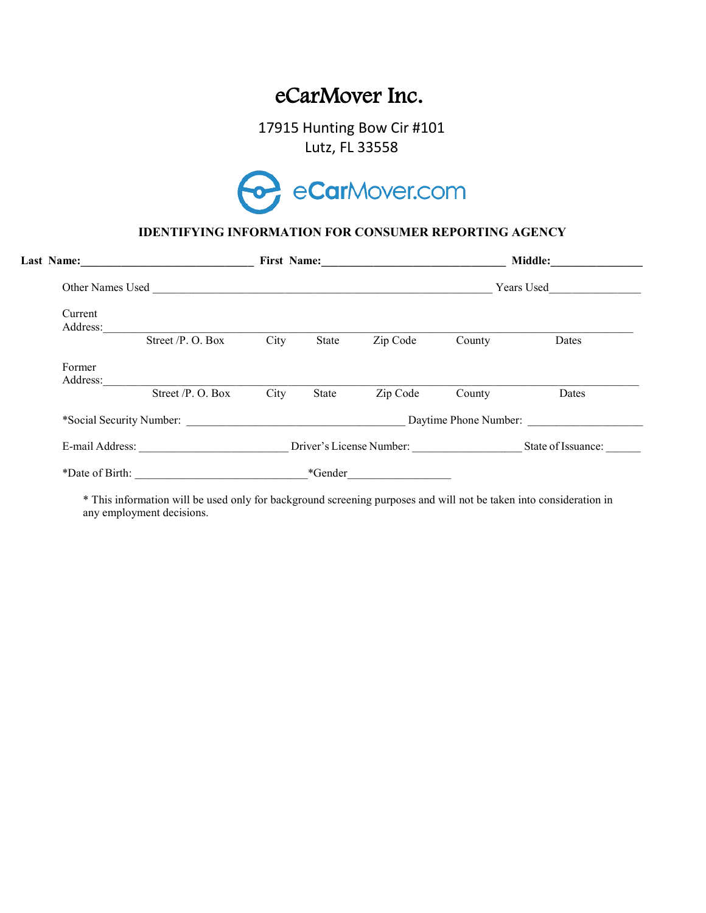# eCarMover Inc.

17915 Hunting Bow Cir #101
Lutz, FL 33558

eCarMover.com

## IDENTIFYING INFORMATION FOR CONSUMER REPORTING AGENCY

**Last Name:**______________________________ **First Name:**________________________________ **Middle:**________________

Other Names Used ___________________________________________________________ Years Used________________

Current Address:_____________________________________________________________________________________

Street /P. O. Box    City    State    Zip Code    County    Dates

Former Address:_____________________________________________________________________________________

Street /P. O. Box    City    State    Zip Code    County    Dates

*Social Security Number: _____________________________________ Daytime Phone Number: ____________________

E-mail Address: __________________________ Driver's License Number: ___________________ State of Issuance: ______

*Date of Birth: ______________________________*Gender__________________

\* This information will be used only for background screening purposes and will not be taken into consideration in any employment decisions.